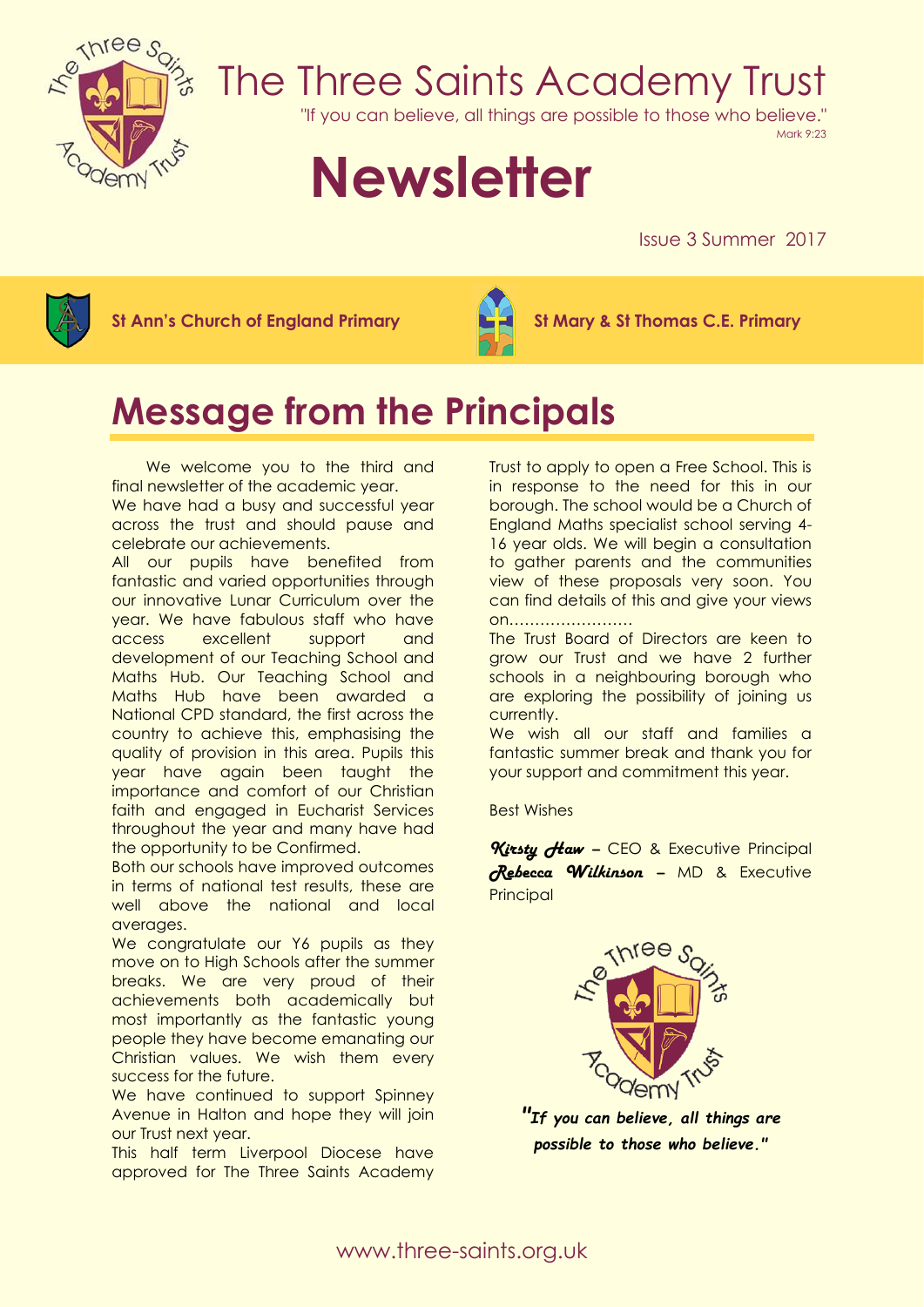# The Three Saints Academy Trust

"If you can believe, all things are possible to those who believe."
Mark 9:23

# Newsletter

Issue 3 Summer 2017

**St Ann's Church of England Primary** **St Mary & St Thomas C.E. Primary**

## Message from the Principals

We welcome you to the third and final newsletter of the academic year.

We have had a busy and successful year across the trust and should pause and celebrate our achievements.

All our pupils have benefited from fantastic and varied opportunities through our innovative Lunar Curriculum over the year. We have fabulous staff who have access excellent support and development of our Teaching School and Maths Hub. Our Teaching School and Maths Hub have been awarded a National CPD standard, the first across the country to achieve this, emphasising the quality of provision in this area. Pupils this year have again been taught the importance and comfort of our Christian faith and engaged in Eucharist Services throughout the year and many have had the opportunity to be Confirmed.

Both our schools have improved outcomes in terms of national test results, these are well above the national and local averages.

We congratulate our Y6 pupils as they move on to High Schools after the summer breaks. We are very proud of their achievements both academically but most importantly as the fantastic young people they have become emanating our Christian values. We wish them every success for the future.

We have continued to support Spinney Avenue in Halton and hope they will join our Trust next year.

This half term Liverpool Diocese have approved for The Three Saints Academy Trust to apply to open a Free School. This is in response to the need for this in our borough. The school would be a Church of England Maths specialist school serving 4-16 year olds. We will begin a consultation to gather parents and the communities view of these proposals very soon. You can find details of this and give your views on……………………

The Trust Board of Directors are keen to grow our Trust and we have 2 further schools in a neighbouring borough who are exploring the possibility of joining us currently.

We wish all our staff and families a fantastic summer break and thank you for your support and commitment this year.

Best Wishes

*Kirsty Haw* – CEO & Executive Principal
*Rebecca Wilkinson* – MD & Executive Principal

*"If you can believe, all things are possible to those who believe."*

www.three-saints.org.uk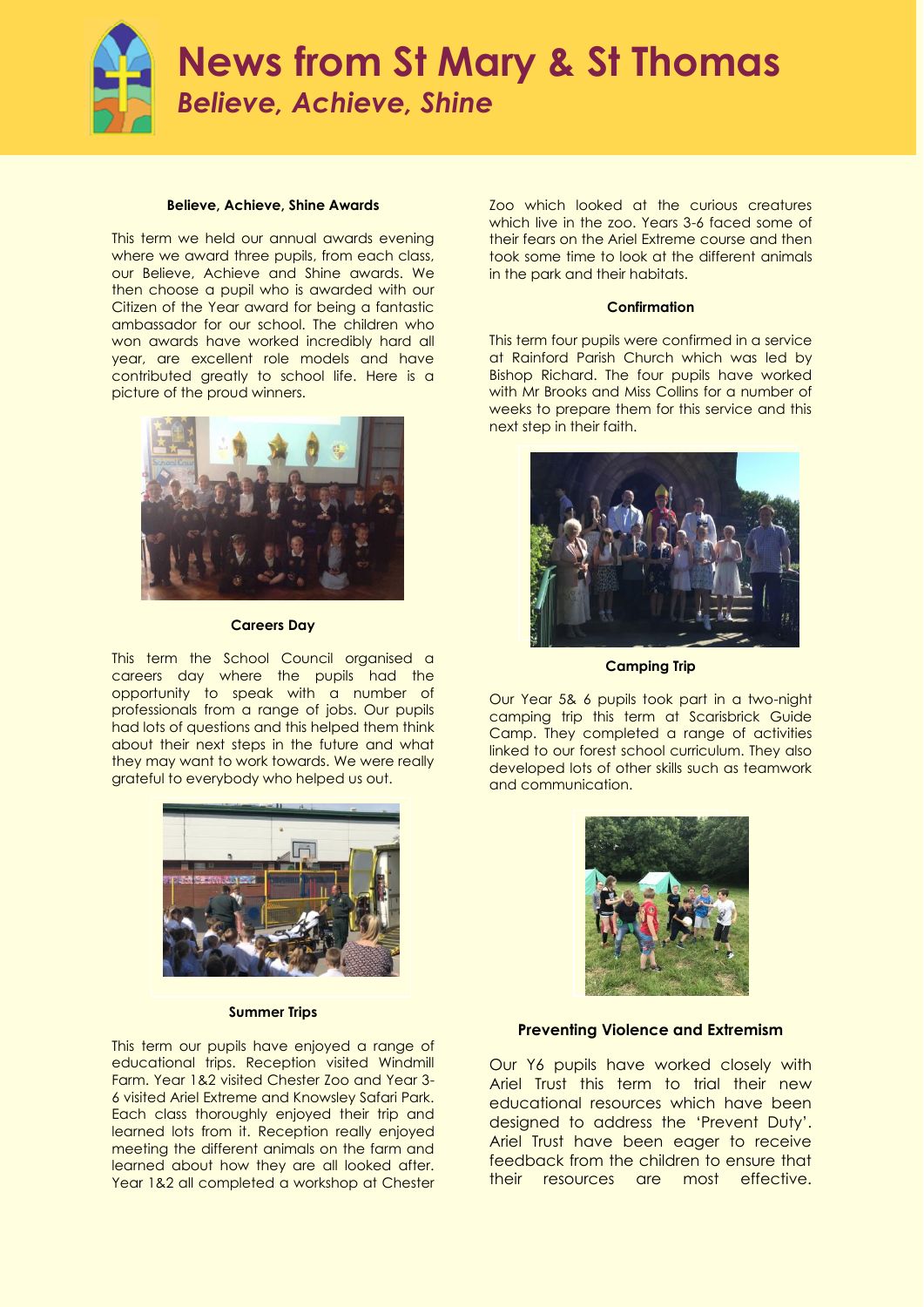# News from St Mary & St Thomas

*Believe, Achieve, Shine*

### Believe, Achieve, Shine Awards

This term we held our annual awards evening where we award three pupils, from each class, our Believe, Achieve and Shine awards. We then choose a pupil who is awarded with our Citizen of the Year award for being a fantastic ambassador for our school. The children who won awards have worked incredibly hard all year, are excellent role models and have contributed greatly to school life. Here is a picture of the proud winners.

### Careers Day

This term the School Council organised a careers day where the pupils had the opportunity to speak with a number of professionals from a range of jobs. Our pupils had lots of questions and this helped them think about their next steps in the future and what they may want to work towards. We were really grateful to everybody who helped us out.

### Summer Trips

This term our pupils have enjoyed a range of educational trips. Reception visited Windmill Farm. Year 1&2 visited Chester Zoo and Year 3-6 visited Ariel Extreme and Knowsley Safari Park. Each class thoroughly enjoyed their trip and learned lots from it. Reception really enjoyed meeting the different animals on the farm and learned about how they are all looked after. Year 1&2 all completed a workshop at Chester Zoo which looked at the curious creatures which live in the zoo. Years 3-6 faced some of their fears on the Ariel Extreme course and then took some time to look at the different animals in the park and their habitats.

### Confirmation

This term four pupils were confirmed in a service at Rainford Parish Church which was led by Bishop Richard. The four pupils have worked with Mr Brooks and Miss Collins for a number of weeks to prepare them for this service and this next step in their faith.

### Camping Trip

Our Year 5& 6 pupils took part in a two-night camping trip this term at Scarisbrick Guide Camp. They completed a range of activities linked to our forest school curriculum. They also developed lots of other skills such as teamwork and communication.

### Preventing Violence and Extremism

Our Y6 pupils have worked closely with Ariel Trust this term to trial their new educational resources which have been designed to address the 'Prevent Duty'. Ariel Trust have been eager to receive feedback from the children to ensure that their resources are most effective.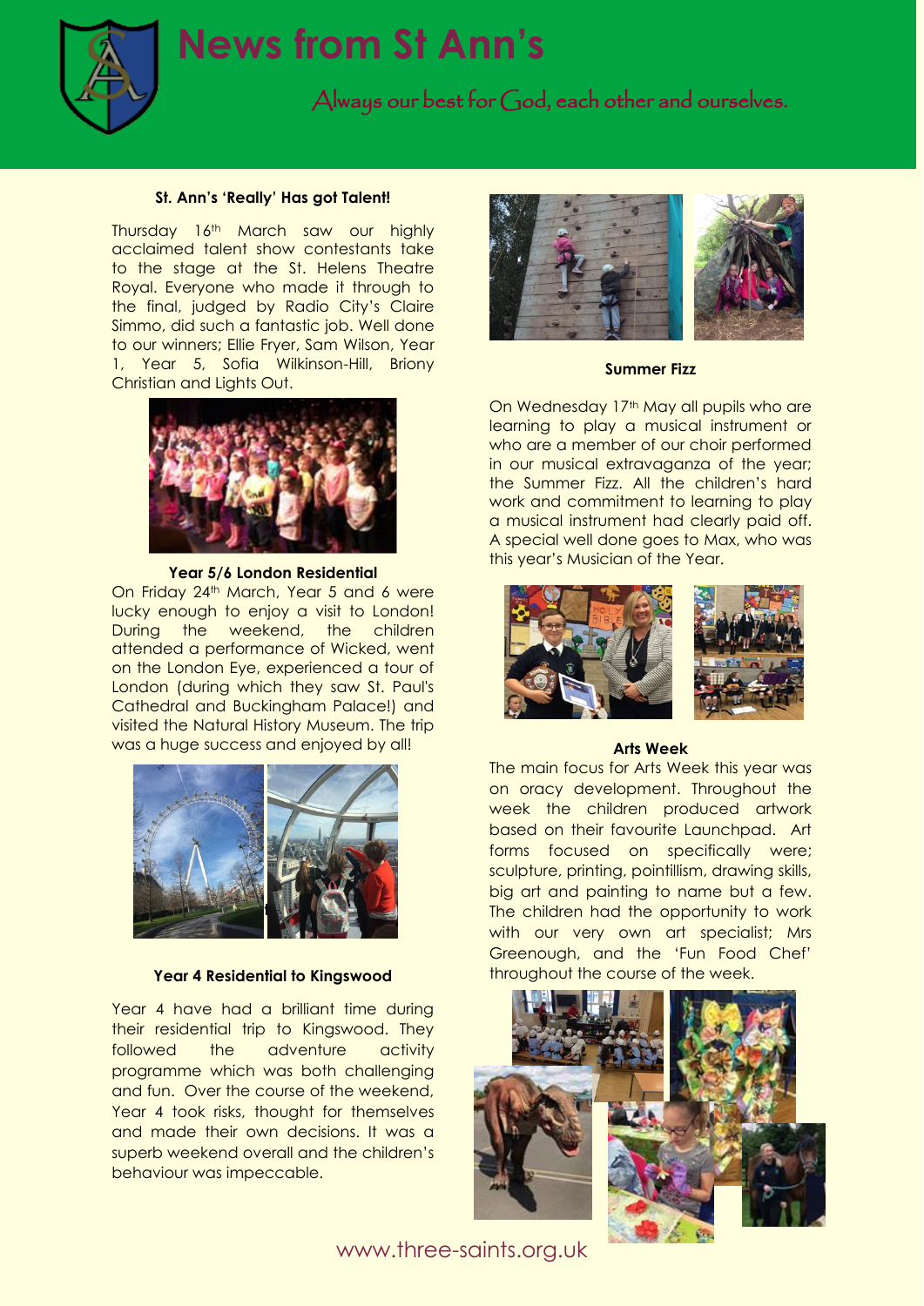# News from St Ann's

*Always our best for God, each other and ourselves.*

**St. Ann's 'Really' Has got Talent!**

Thursday 16th March saw our highly acclaimed talent show contestants take to the stage at the St. Helens Theatre Royal. Everyone who made it through to the final, judged by Radio City's Claire Simmo, did such a fantastic job. Well done to our winners; Ellie Fryer, Sam Wilson, Year 1, Year 5, Sofia Wilkinson-Hill, Briony Christian and Lights Out.

**Year 5/6 London Residential**

On Friday 24th March, Year 5 and 6 were lucky enough to enjoy a visit to London! During the weekend, the children attended a performance of Wicked, went on the London Eye, experienced a tour of London (during which they saw St. Paul's Cathedral and Buckingham Palace!) and visited the Natural History Museum. The trip was a huge success and enjoyed by all!

**Year 4 Residential to Kingswood**

Year 4 have had a brilliant time during their residential trip to Kingswood. They followed the adventure activity programme which was both challenging and fun. Over the course of the weekend, Year 4 took risks, thought for themselves and made their own decisions. It was a superb weekend overall and the children's behaviour was impeccable.

**Summer Fizz**

On Wednesday 17th May all pupils who are learning to play a musical instrument or who are a member of our choir performed in our musical extravaganza of the year; the Summer Fizz. All the children's hard work and commitment to learning to play a musical instrument had clearly paid off. A special well done goes to Max, who was this year's Musician of the Year.

**Arts Week**

The main focus for Arts Week this year was on oracy development. Throughout the week the children produced artwork based on their favourite Launchpad. Art forms focused on specifically were; sculpture, printing, pointillism, drawing skills, big art and painting to name but a few. The children had the opportunity to work with our very own art specialist; Mrs Greenough, and the 'Fun Food Chef' throughout the course of the week.

www.three-saints.org.uk